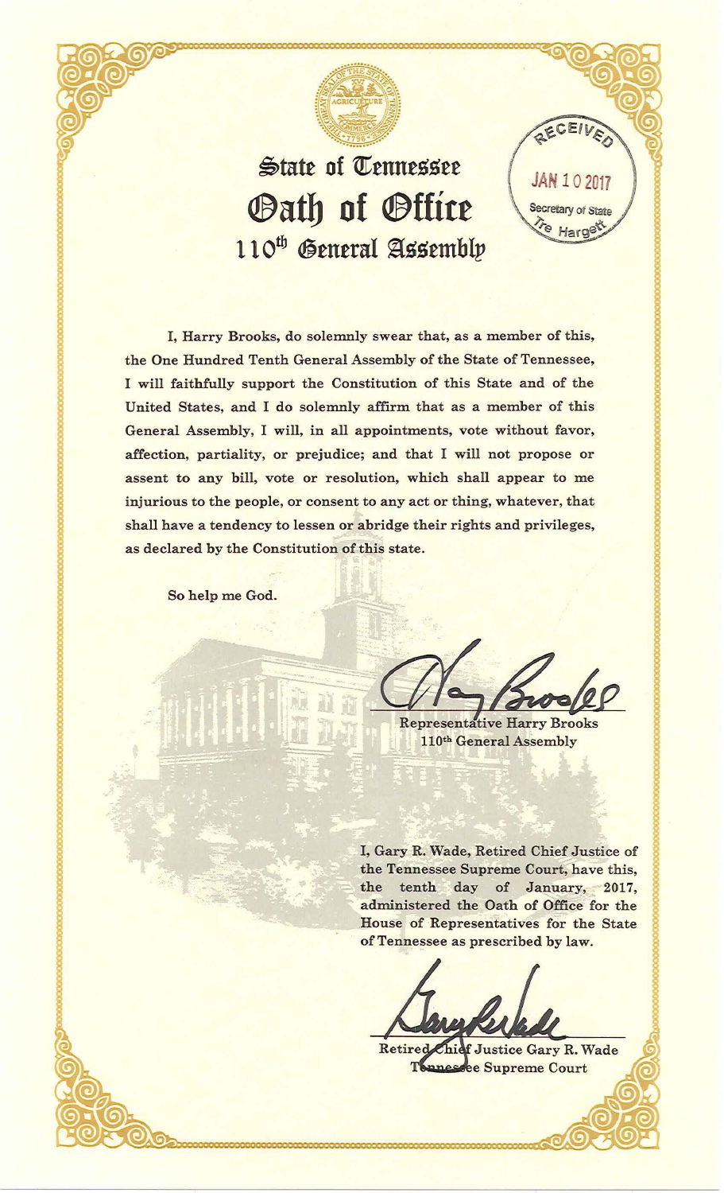# State of Tennessee
# Oath of Office
## 110th General Assembly

RECEIVED
JAN 10 2017
Secretary of State
Tre Hargett

I, Harry Brooks, do solemnly swear that, as a member of this, the One Hundred Tenth General Assembly of the State of Tennessee, I will faithfully support the Constitution of this State and of the United States, and I do solemnly affirm that as a member of this General Assembly, I will, in all appointments, vote without favor, affection, partiality, or prejudice; and that I will not propose or assent to any bill, vote or resolution, which shall appear to me injurious to the people, or consent to any act or thing, whatever, that shall have a tendency to lessen or abridge their rights and privileges, as declared by the Constitution of this state.

So help me God.

Representative Harry Brooks
110th General Assembly

I, Gary R. Wade, Retired Chief Justice of the Tennessee Supreme Court, have this, the tenth day of January, 2017, administered the Oath of Office for the House of Representatives for the State of Tennessee as prescribed by law.

Retired Chief Justice Gary R. Wade
Tennessee Supreme Court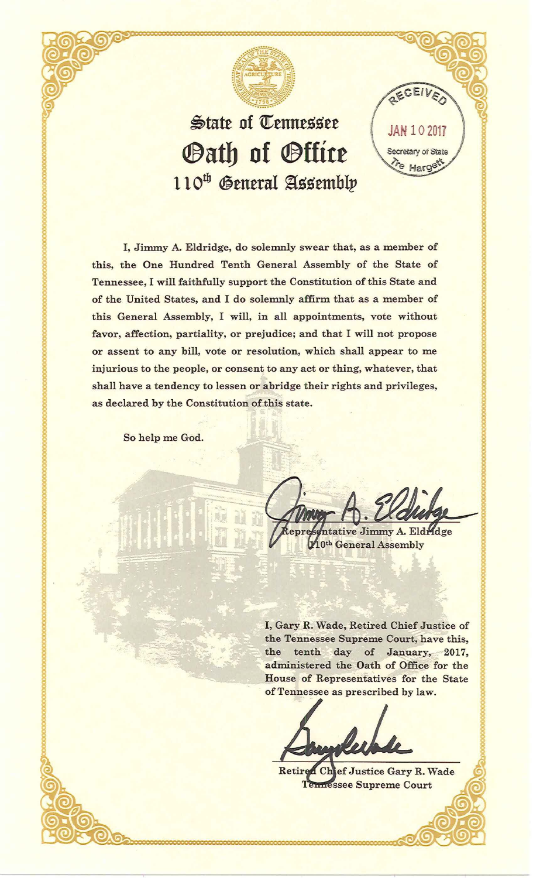# State of Tennessee
# Oath of Office
## 110th General Assembly

RECEIVED
JAN 10 2017
Secretary of State
Tre Hargett

I, Jimmy A. Eldridge, do solemnly swear that, as a member of this, the One Hundred Tenth General Assembly of the State of Tennessee, I will faithfully support the Constitution of this State and of the United States, and I do solemnly affirm that as a member of this General Assembly, I will, in all appointments, vote without favor, affection, partiality, or prejudice; and that I will not propose or assent to any bill, vote or resolution, which shall appear to me injurious to the people, or consent to any act or thing, whatever, that shall have a tendency to lessen or abridge their rights and privileges, as declared by the Constitution of this state.

So help me God.

Jimmy A. Eldridge

Representative Jimmy A. Eldridge
110th General Assembly

I, Gary R. Wade, Retired Chief Justice of the Tennessee Supreme Court, have this, the tenth day of January, 2017, administered the Oath of Office for the House of Representatives for the State of Tennessee as prescribed by law.

Gary R. Wade

Retired Chief Justice Gary R. Wade
Tennessee Supreme Court